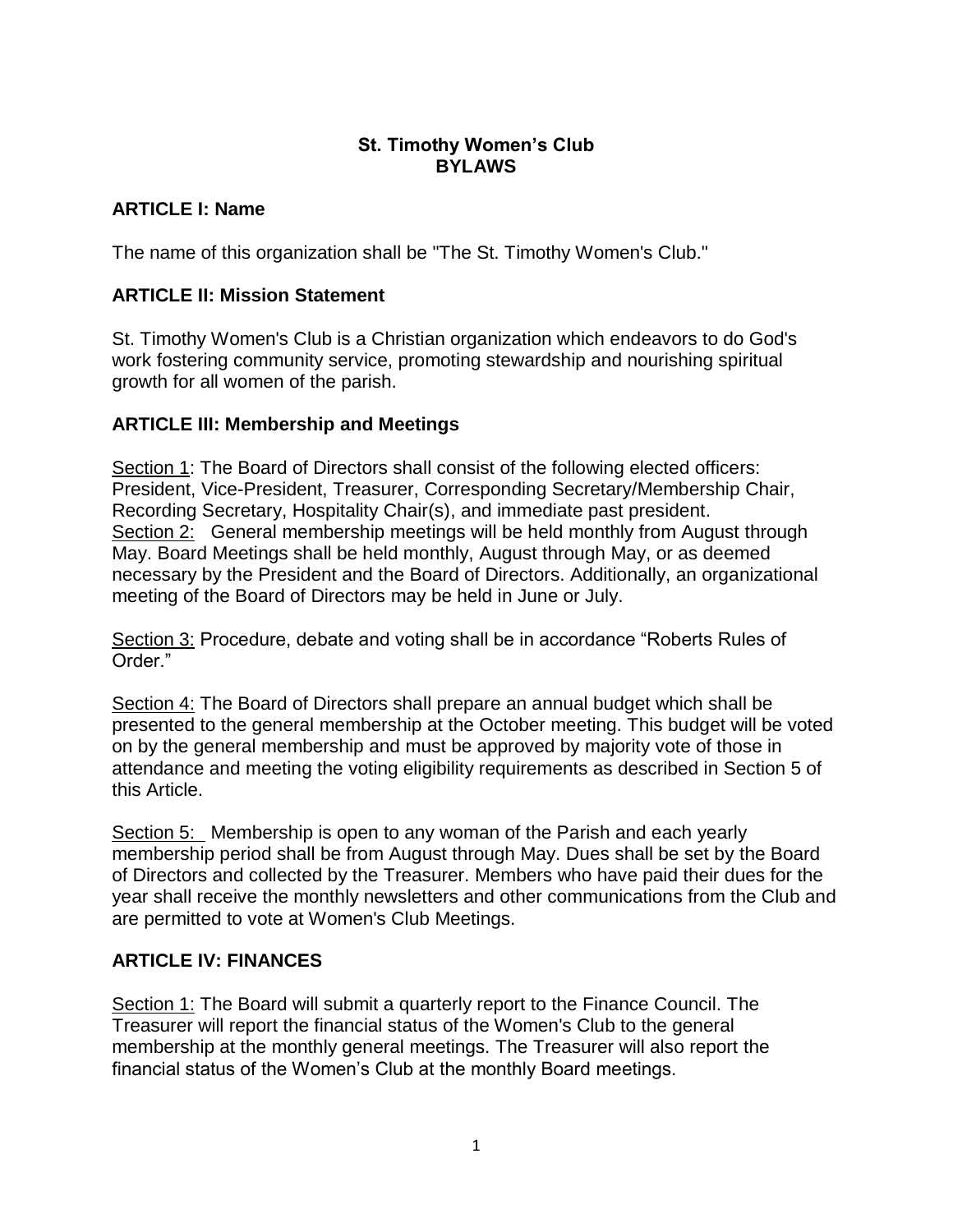# St. Timothy Women's Club
# BYLAWS

## ARTICLE I: Name

The name of this organization shall be "The St. Timothy Women's Club."

## ARTICLE II: Mission Statement

St. Timothy Women's Club is a Christian organization which endeavors to do God's work fostering community service, promoting stewardship and nourishing spiritual growth for all women of the parish.

## ARTICLE III: Membership and Meetings

Section 1: The Board of Directors shall consist of the following elected officers: President, Vice-President, Treasurer, Corresponding Secretary/Membership Chair, Recording Secretary, Hospitality Chair(s), and immediate past president.

Section 2: General membership meetings will be held monthly from August through May. Board Meetings shall be held monthly, August through May, or as deemed necessary by the President and the Board of Directors. Additionally, an organizational meeting of the Board of Directors may be held in June or July.

Section 3: Procedure, debate and voting shall be in accordance "Roberts Rules of Order."

Section 4: The Board of Directors shall prepare an annual budget which shall be presented to the general membership at the October meeting. This budget will be voted on by the general membership and must be approved by majority vote of those in attendance and meeting the voting eligibility requirements as described in Section 5 of this Article.

Section 5: Membership is open to any woman of the Parish and each yearly membership period shall be from August through May. Dues shall be set by the Board of Directors and collected by the Treasurer. Members who have paid their dues for the year shall receive the monthly newsletters and other communications from the Club and are permitted to vote at Women's Club Meetings.

## ARTICLE IV: FINANCES

Section 1: The Board will submit a quarterly report to the Finance Council. The Treasurer will report the financial status of the Women's Club to the general membership at the monthly general meetings. The Treasurer will also report the financial status of the Women's Club at the monthly Board meetings.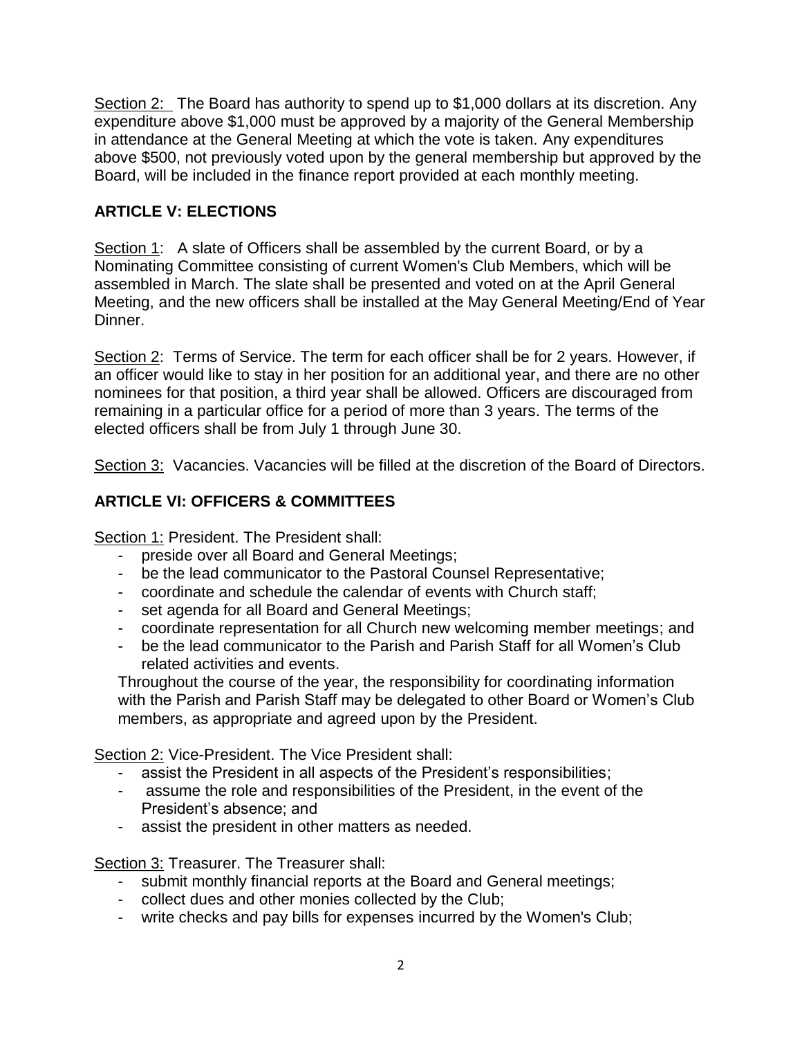Section 2: The Board has authority to spend up to $1,000 dollars at its discretion. Any expenditure above $1,000 must be approved by a majority of the General Membership in attendance at the General Meeting at which the vote is taken. Any expenditures above $500, not previously voted upon by the general membership but approved by the Board, will be included in the finance report provided at each monthly meeting.

## ARTICLE V: ELECTIONS

Section 1: A slate of Officers shall be assembled by the current Board, or by a Nominating Committee consisting of current Women's Club Members, which will be assembled in March. The slate shall be presented and voted on at the April General Meeting, and the new officers shall be installed at the May General Meeting/End of Year Dinner.

Section 2: Terms of Service. The term for each officer shall be for 2 years. However, if an officer would like to stay in her position for an additional year, and there are no other nominees for that position, a third year shall be allowed. Officers are discouraged from remaining in a particular office for a period of more than 3 years. The terms of the elected officers shall be from July 1 through June 30.

Section 3: Vacancies. Vacancies will be filled at the discretion of the Board of Directors.

## ARTICLE VI: OFFICERS & COMMITTEES

Section 1: President. The President shall:

- preside over all Board and General Meetings;
- be the lead communicator to the Pastoral Counsel Representative;
- coordinate and schedule the calendar of events with Church staff;
- set agenda for all Board and General Meetings;
- coordinate representation for all Church new welcoming member meetings; and
- be the lead communicator to the Parish and Parish Staff for all Women's Club related activities and events.

Throughout the course of the year, the responsibility for coordinating information with the Parish and Parish Staff may be delegated to other Board or Women's Club members, as appropriate and agreed upon by the President.

Section 2: Vice-President. The Vice President shall:

- assist the President in all aspects of the President's responsibilities;
- assume the role and responsibilities of the President, in the event of the President's absence; and
- assist the president in other matters as needed.

Section 3: Treasurer. The Treasurer shall:

- submit monthly financial reports at the Board and General meetings;
- collect dues and other monies collected by the Club;
- write checks and pay bills for expenses incurred by the Women's Club;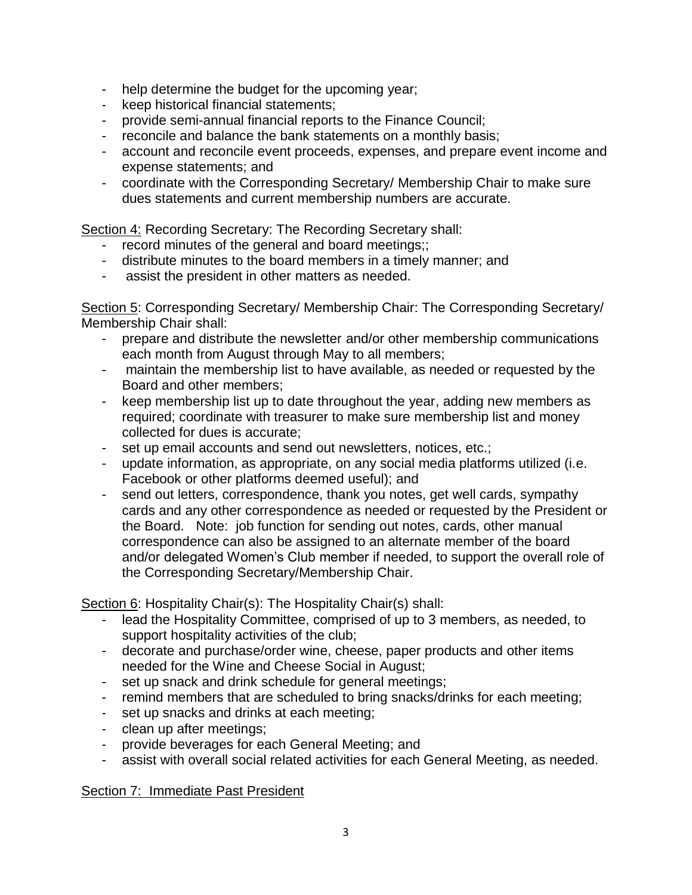- help determine the budget for the upcoming year;
- keep historical financial statements;
- provide semi-annual financial reports to the Finance Council;
- reconcile and balance the bank statements on a monthly basis;
- account and reconcile event proceeds, expenses, and prepare event income and expense statements; and
- coordinate with the Corresponding Secretary/ Membership Chair to make sure dues statements and current membership numbers are accurate.

<u>Section 4:</u> Recording Secretary: The Recording Secretary shall:

- record minutes of the general and board meetings;;
- distribute minutes to the board members in a timely manner; and
- assist the president in other matters as needed.

<u>Section 5</u>: Corresponding Secretary/ Membership Chair: The Corresponding Secretary/ Membership Chair shall:

- prepare and distribute the newsletter and/or other membership communications each month from August through May to all members;
- maintain the membership list to have available, as needed or requested by the Board and other members;
- keep membership list up to date throughout the year, adding new members as required; coordinate with treasurer to make sure membership list and money collected for dues is accurate;
- set up email accounts and send out newsletters, notices, etc.;
- update information, as appropriate, on any social media platforms utilized (i.e. Facebook or other platforms deemed useful); and
- send out letters, correspondence, thank you notes, get well cards, sympathy cards and any other correspondence as needed or requested by the President or the Board. Note: job function for sending out notes, cards, other manual correspondence can also be assigned to an alternate member of the board and/or delegated Women's Club member if needed, to support the overall role of the Corresponding Secretary/Membership Chair.

<u>Section 6</u>: Hospitality Chair(s): The Hospitality Chair(s) shall:

- lead the Hospitality Committee, comprised of up to 3 members, as needed, to support hospitality activities of the club;
- decorate and purchase/order wine, cheese, paper products and other items needed for the Wine and Cheese Social in August;
- set up snack and drink schedule for general meetings;
- remind members that are scheduled to bring snacks/drinks for each meeting;
- set up snacks and drinks at each meeting;
- clean up after meetings;
- provide beverages for each General Meeting; and
- assist with overall social related activities for each General Meeting, as needed.

<u>Section 7: Immediate Past President</u>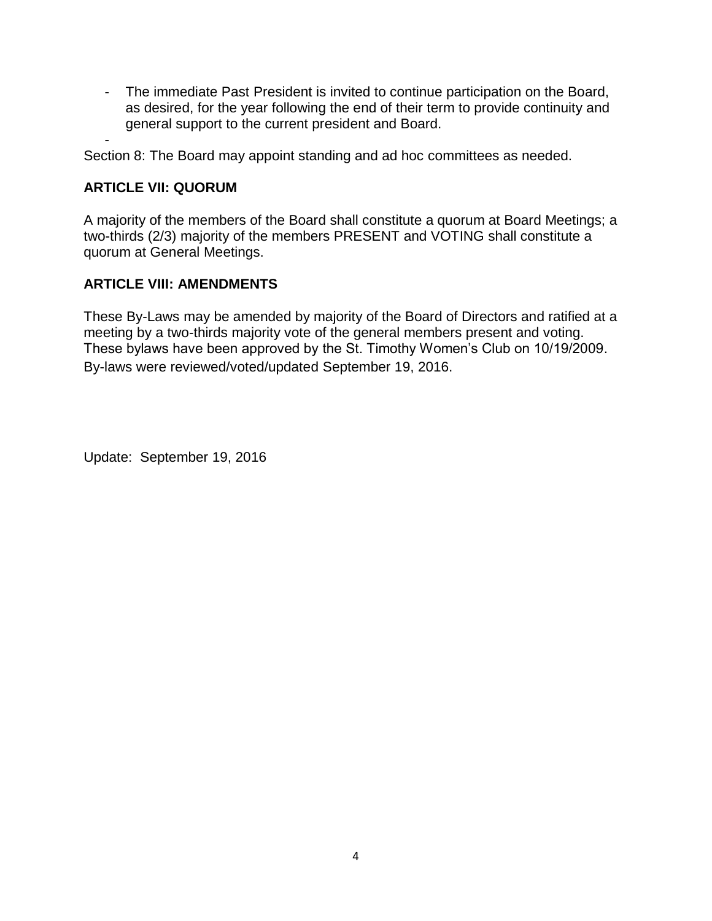- The immediate Past President is invited to continue participation on the Board, as desired, for the year following the end of their term to provide continuity and general support to the current president and Board.
-

Section 8: The Board may appoint standing and ad hoc committees as needed.

**ARTICLE VII: QUORUM**

A majority of the members of the Board shall constitute a quorum at Board Meetings; a two-thirds (2/3) majority of the members PRESENT and VOTING shall constitute a quorum at General Meetings.

**ARTICLE VIII: AMENDMENTS**

These By-Laws may be amended by majority of the Board of Directors and ratified at a meeting by a two-thirds majority vote of the general members present and voting. These bylaws have been approved by the St. Timothy Women's Club on 10/19/2009. By-laws were reviewed/voted/updated September 19, 2016.

Update: September 19, 2016